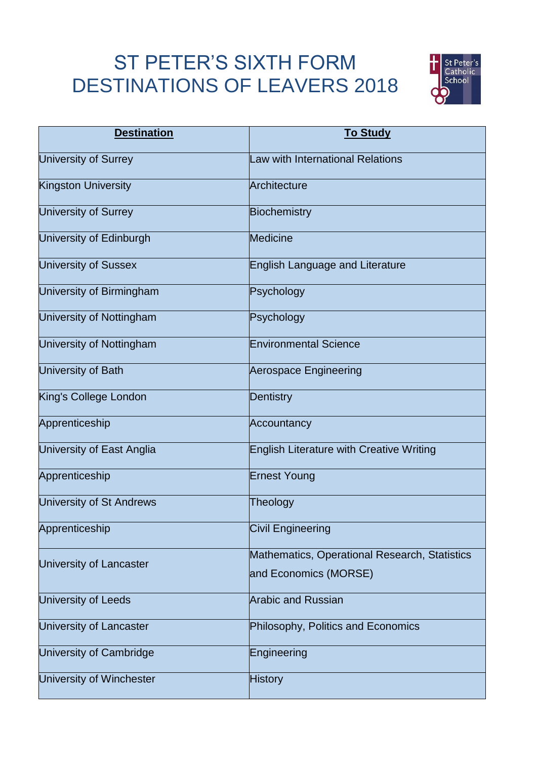# ST PETER'S SIXTH FORM DESTINATIONS OF LEAVERS 2018

| Destination | To Study |
|---|---|
| University of Surrey | Law with International Relations |
| Kingston University | Architecture |
| University of Surrey | Biochemistry |
| University of Edinburgh | Medicine |
| University of Sussex | English Language and Literature |
| University of Birmingham | Psychology |
| University of Nottingham | Psychology |
| University of Nottingham | Environmental Science |
| University of Bath | Aerospace Engineering |
| King's College London | Dentistry |
| Apprenticeship | Accountancy |
| University of East Anglia | English Literature with Creative Writing |
| Apprenticeship | Ernest Young |
| University of St Andrews | Theology |
| Apprenticeship | Civil Engineering |
| University of Lancaster | Mathematics, Operational Research, Statistics and Economics (MORSE) |
| University of Leeds | Arabic and Russian |
| University of Lancaster | Philosophy, Politics and Economics |
| University of Cambridge | Engineering |
| University of Winchester | History |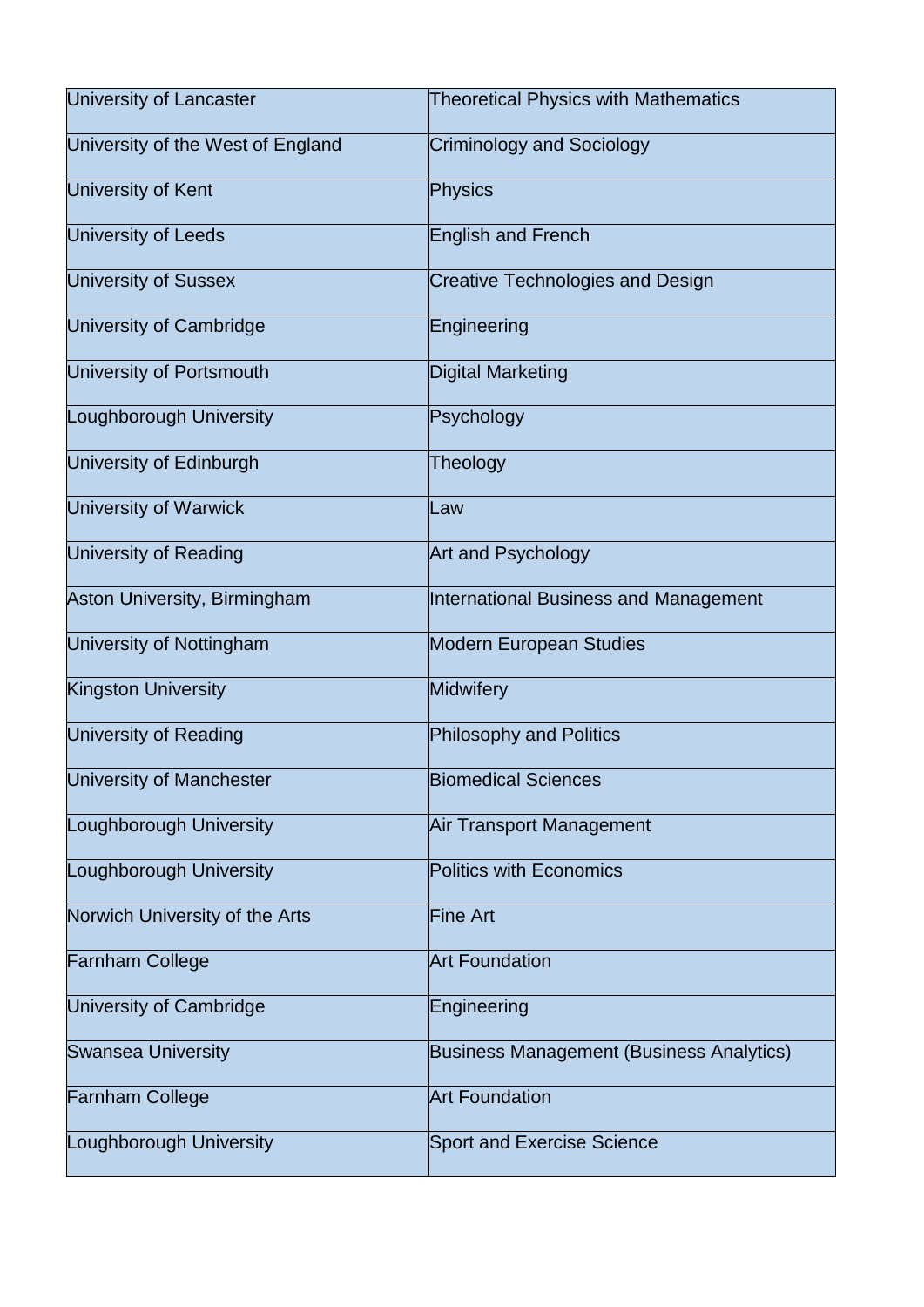| | |
|---|---|
| University of Lancaster | Theoretical Physics with Mathematics |
| University of the West of England | Criminology and Sociology |
| University of Kent | Physics |
| University of Leeds | English and French |
| University of Sussex | Creative Technologies and Design |
| University of Cambridge | Engineering |
| University of Portsmouth | Digital Marketing |
| Loughborough University | Psychology |
| University of Edinburgh | Theology |
| University of Warwick | Law |
| University of Reading | Art and Psychology |
| Aston University, Birmingham | International Business and Management |
| University of Nottingham | Modern European Studies |
| Kingston University | Midwifery |
| University of Reading | Philosophy and Politics |
| University of Manchester | Biomedical Sciences |
| Loughborough University | Air Transport Management |
| Loughborough University | Politics with Economics |
| Norwich University of the Arts | Fine Art |
| Farnham College | Art Foundation |
| University of Cambridge | Engineering |
| Swansea University | Business Management (Business Analytics) |
| Farnham College | Art Foundation |
| Loughborough University | Sport and Exercise Science |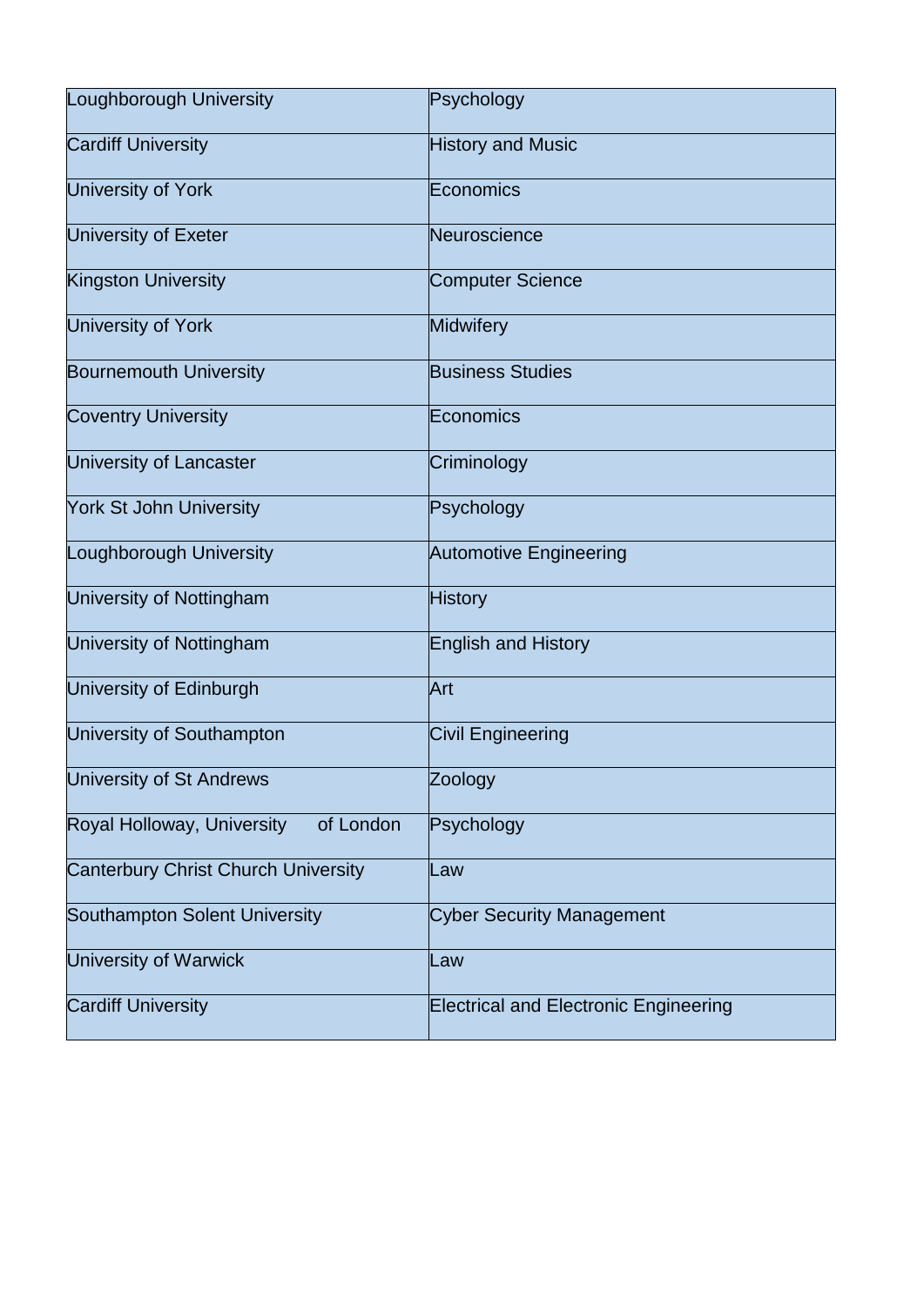| | |
|---|---|
| Loughborough University | Psychology |
| Cardiff University | History and Music |
| University of York | Economics |
| University of Exeter | Neuroscience |
| Kingston University | Computer Science |
| University of York | Midwifery |
| Bournemouth University | Business Studies |
| Coventry University | Economics |
| University of Lancaster | Criminology |
| York St John University | Psychology |
| Loughborough University | Automotive Engineering |
| University of Nottingham | History |
| University of Nottingham | English and History |
| University of Edinburgh | Art |
| University of Southampton | Civil Engineering |
| University of St Andrews | Zoology |
| Royal Holloway, University of London | Psychology |
| Canterbury Christ Church University | Law |
| Southampton Solent University | Cyber Security Management |
| University of Warwick | Law |
| Cardiff University | Electrical and Electronic Engineering |